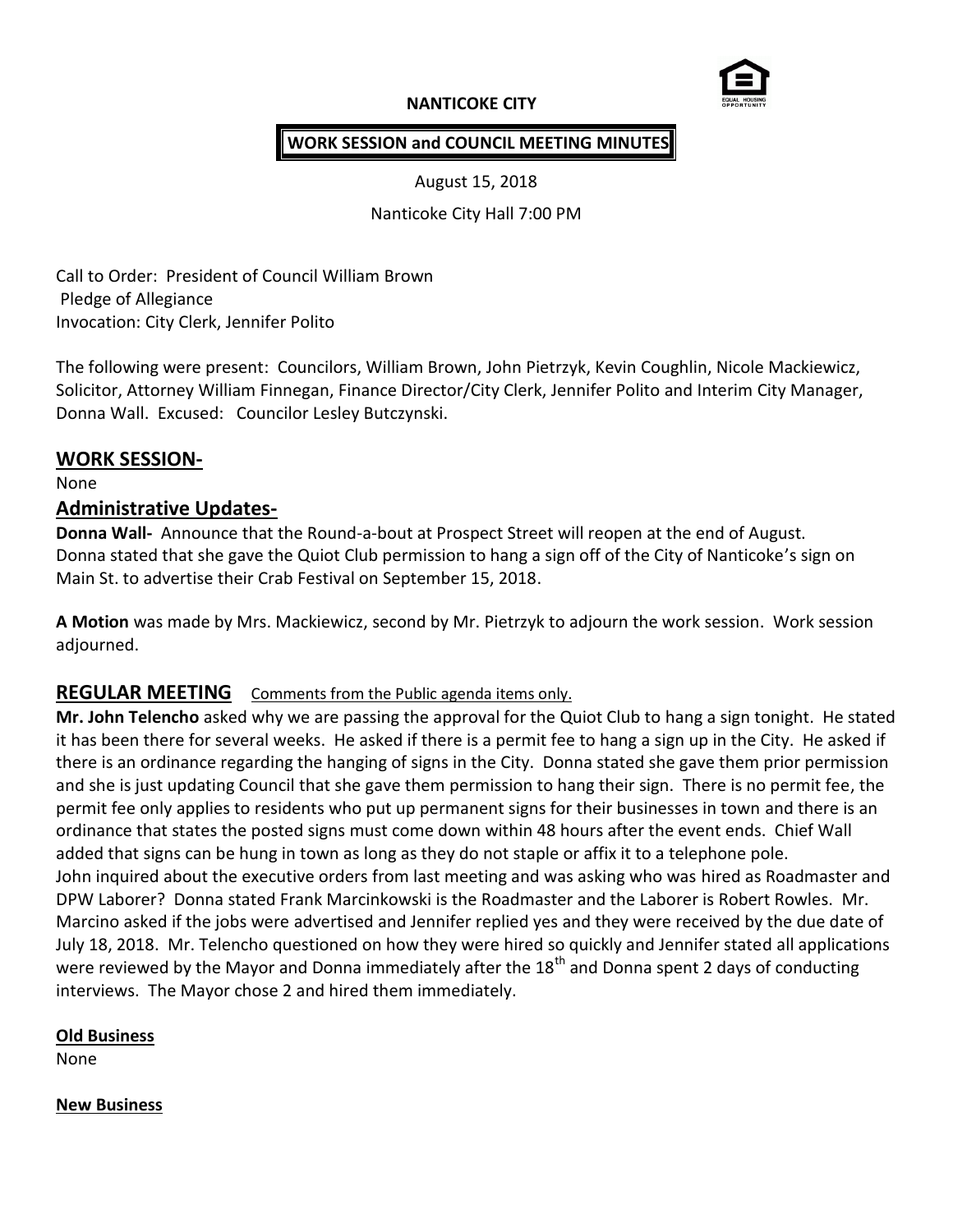**NANTICOKE CITY**

**WORK SESSION and COUNCIL MEETING MINUTES**

August 15, 2018

Nanticoke City Hall 7:00 PM

Call to Order: President of Council William Brown
Pledge of Allegiance
Invocation: City Clerk, Jennifer Polito

The following were present: Councilors, William Brown, John Pietrzyk, Kevin Coughlin, Nicole Mackiewicz, Solicitor, Attorney William Finnegan, Finance Director/City Clerk, Jennifer Polito and Interim City Manager, Donna Wall. Excused: Councilor Lesley Butczynski.

## WORK SESSION-

None

## Administrative Updates-

**Donna Wall-** Announce that the Round-a-bout at Prospect Street will reopen at the end of August. Donna stated that she gave the Quiot Club permission to hang a sign off of the City of Nanticoke's sign on Main St. to advertise their Crab Festival on September 15, 2018.

**A Motion** was made by Mrs. Mackiewicz, second by Mr. Pietrzyk to adjourn the work session. Work session adjourned.

## REGULAR MEETING Comments from the Public agenda items only.

**Mr. John Telencho** asked why we are passing the approval for the Quiot Club to hang a sign tonight. He stated it has been there for several weeks. He asked if there is a permit fee to hang a sign up in the City. He asked if there is an ordinance regarding the hanging of signs in the City. Donna stated she gave them prior permission and she is just updating Council that she gave them permission to hang their sign. There is no permit fee, the permit fee only applies to residents who put up permanent signs for their businesses in town and there is an ordinance that states the posted signs must come down within 48 hours after the event ends. Chief Wall added that signs can be hung in town as long as they do not staple or affix it to a telephone pole.
John inquired about the executive orders from last meeting and was asking who was hired as Roadmaster and DPW Laborer? Donna stated Frank Marcinkowski is the Roadmaster and the Laborer is Robert Rowles. Mr. Marcino asked if the jobs were advertised and Jennifer replied yes and they were received by the due date of July 18, 2018. Mr. Telencho questioned on how they were hired so quickly and Jennifer stated all applications were reviewed by the Mayor and Donna immediately after the 18th and Donna spent 2 days of conducting interviews. The Mayor chose 2 and hired them immediately.

**Old Business**

None

**New Business**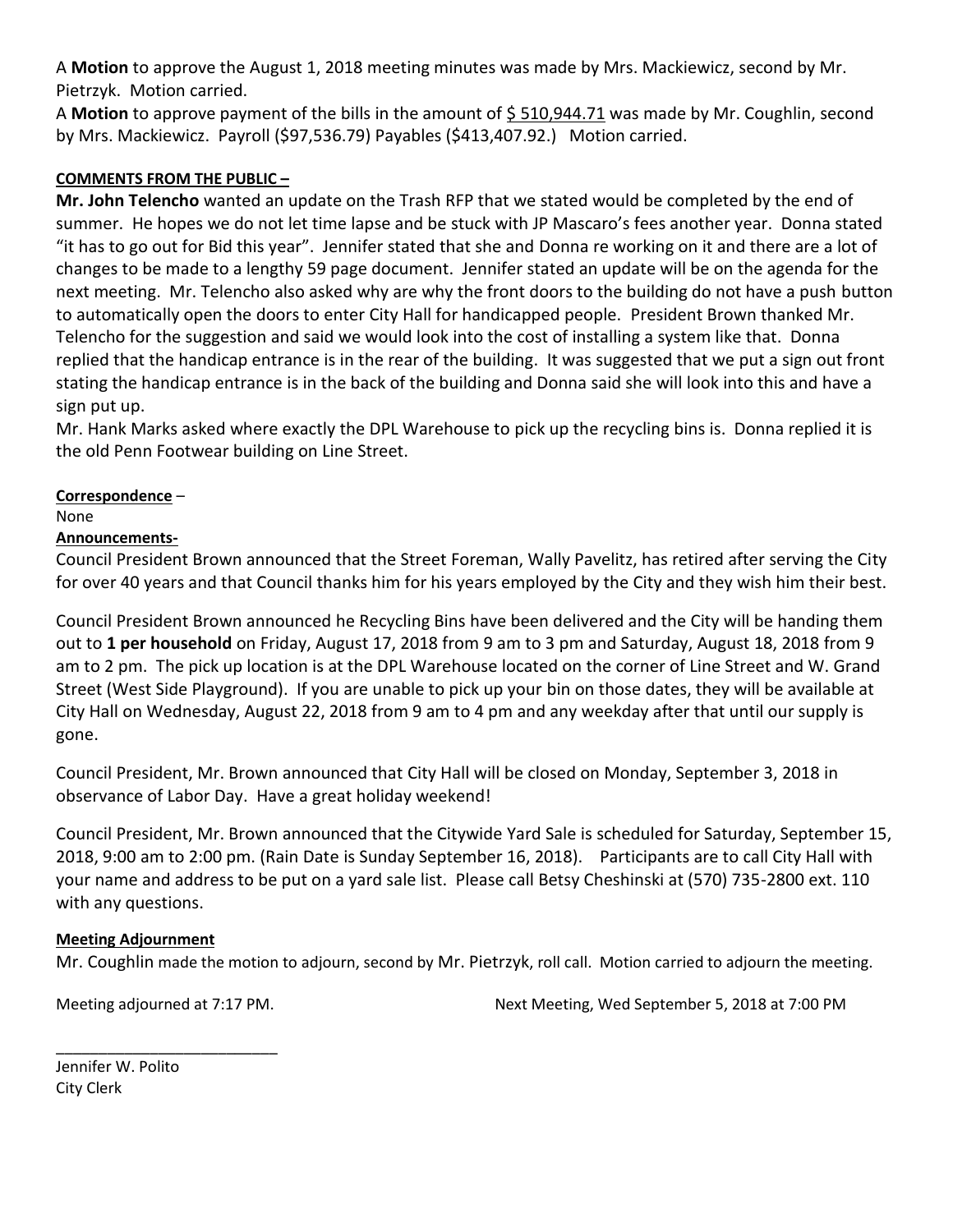A **Motion** to approve the August 1, 2018 meeting minutes was made by Mrs. Mackiewicz, second by Mr. Pietrzyk. Motion carried.

A **Motion** to approve payment of the bills in the amount of $ 510,944.71 was made by Mr. Coughlin, second by Mrs. Mackiewicz. Payroll ($97,536.79) Payables ($413,407.92.) Motion carried.

**COMMENTS FROM THE PUBLIC –**

**Mr. John Telencho** wanted an update on the Trash RFP that we stated would be completed by the end of summer. He hopes we do not let time lapse and be stuck with JP Mascaro's fees another year. Donna stated "it has to go out for Bid this year". Jennifer stated that she and Donna re working on it and there are a lot of changes to be made to a lengthy 59 page document. Jennifer stated an update will be on the agenda for the next meeting. Mr. Telencho also asked why are why the front doors to the building do not have a push button to automatically open the doors to enter City Hall for handicapped people. President Brown thanked Mr. Telencho for the suggestion and said we would look into the cost of installing a system like that. Donna replied that the handicap entrance is in the rear of the building. It was suggested that we put a sign out front stating the handicap entrance is in the back of the building and Donna said she will look into this and have a sign put up.

Mr. Hank Marks asked where exactly the DPL Warehouse to pick up the recycling bins is. Donna replied it is the old Penn Footwear building on Line Street.

**Correspondence** –

None

**Announcements-**

Council President Brown announced that the Street Foreman, Wally Pavelitz, has retired after serving the City for over 40 years and that Council thanks him for his years employed by the City and they wish him their best.

Council President Brown announced he Recycling Bins have been delivered and the City will be handing them out to **1 per household** on Friday, August 17, 2018 from 9 am to 3 pm and Saturday, August 18, 2018 from 9 am to 2 pm. The pick up location is at the DPL Warehouse located on the corner of Line Street and W. Grand Street (West Side Playground). If you are unable to pick up your bin on those dates, they will be available at City Hall on Wednesday, August 22, 2018 from 9 am to 4 pm and any weekday after that until our supply is gone.

Council President, Mr. Brown announced that City Hall will be closed on Monday, September 3, 2018 in observance of Labor Day. Have a great holiday weekend!

Council President, Mr. Brown announced that the Citywide Yard Sale is scheduled for Saturday, September 15, 2018, 9:00 am to 2:00 pm. (Rain Date is Sunday September 16, 2018). Participants are to call City Hall with your name and address to be put on a yard sale list. Please call Betsy Cheshinski at (570) 735-2800 ext. 110 with any questions.

**Meeting Adjournment**

Mr. Coughlin made the motion to adjourn, second by Mr. Pietrzyk, roll call. Motion carried to adjourn the meeting.

Meeting adjourned at 7:17 PM. Next Meeting, Wed September 5, 2018 at 7:00 PM

\_\_\_\_\_\_\_\_\_\_\_\_\_\_\_\_\_\_\_\_\_\_\_\_\_\_

Jennifer W. Polito

City Clerk